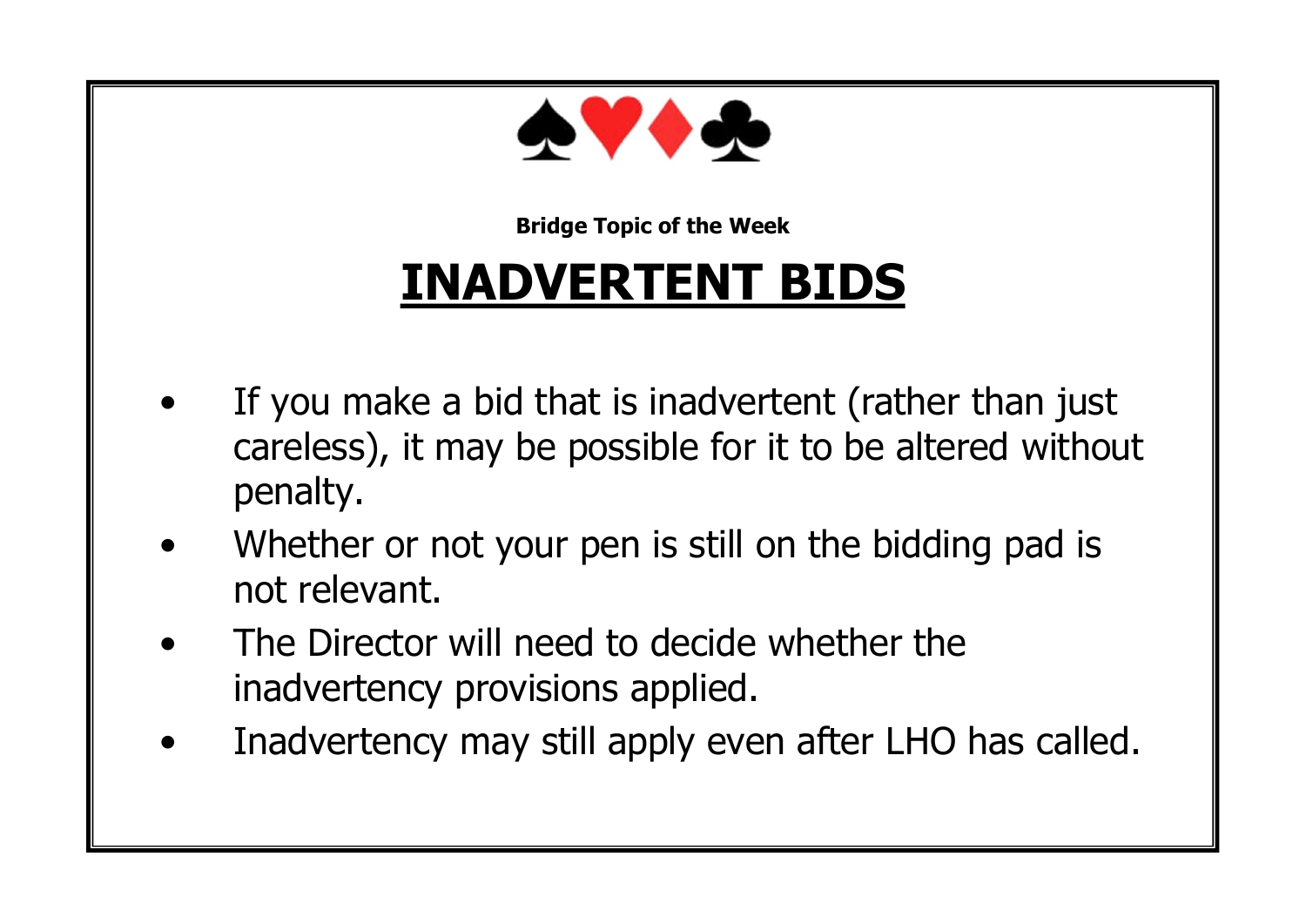♠♥♦♣

**Bridge Topic of the Week**

# INADVERTENT BIDS

- If you make a bid that is inadvertent (rather than just careless), it may be possible for it to be altered without penalty.
- Whether or not your pen is still on the bidding pad is not relevant.
- The Director will need to decide whether the inadvertency provisions applied.
- Inadvertency may still apply even after LHO has called.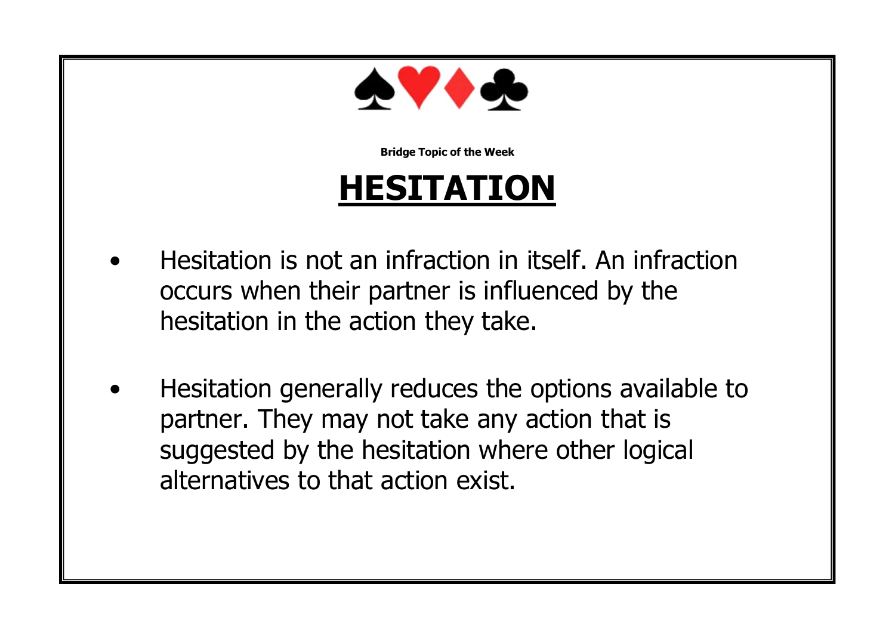♠♥♦♣

**Bridge Topic of the Week**

# HESITATION

- Hesitation is not an infraction in itself. An infraction occurs when their partner is influenced by the hesitation in the action they take.
- Hesitation generally reduces the options available to partner. They may not take any action that is suggested by the hesitation where other logical alternatives to that action exist.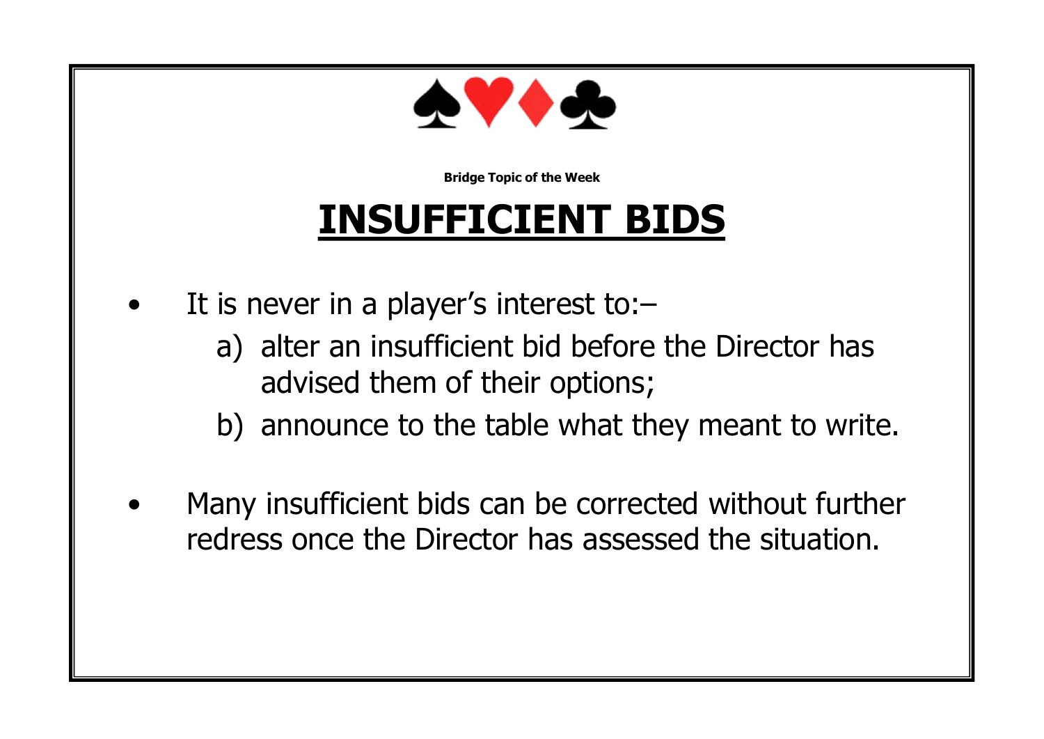♠♥♦♣

**Bridge Topic of the Week**

# INSUFFICIENT BIDS

- It is never in a player's interest to:–
  - a) alter an insufficient bid before the Director has advised them of their options;
  - b) announce to the table what they meant to write.

- Many insufficient bids can be corrected without further redress once the Director has assessed the situation.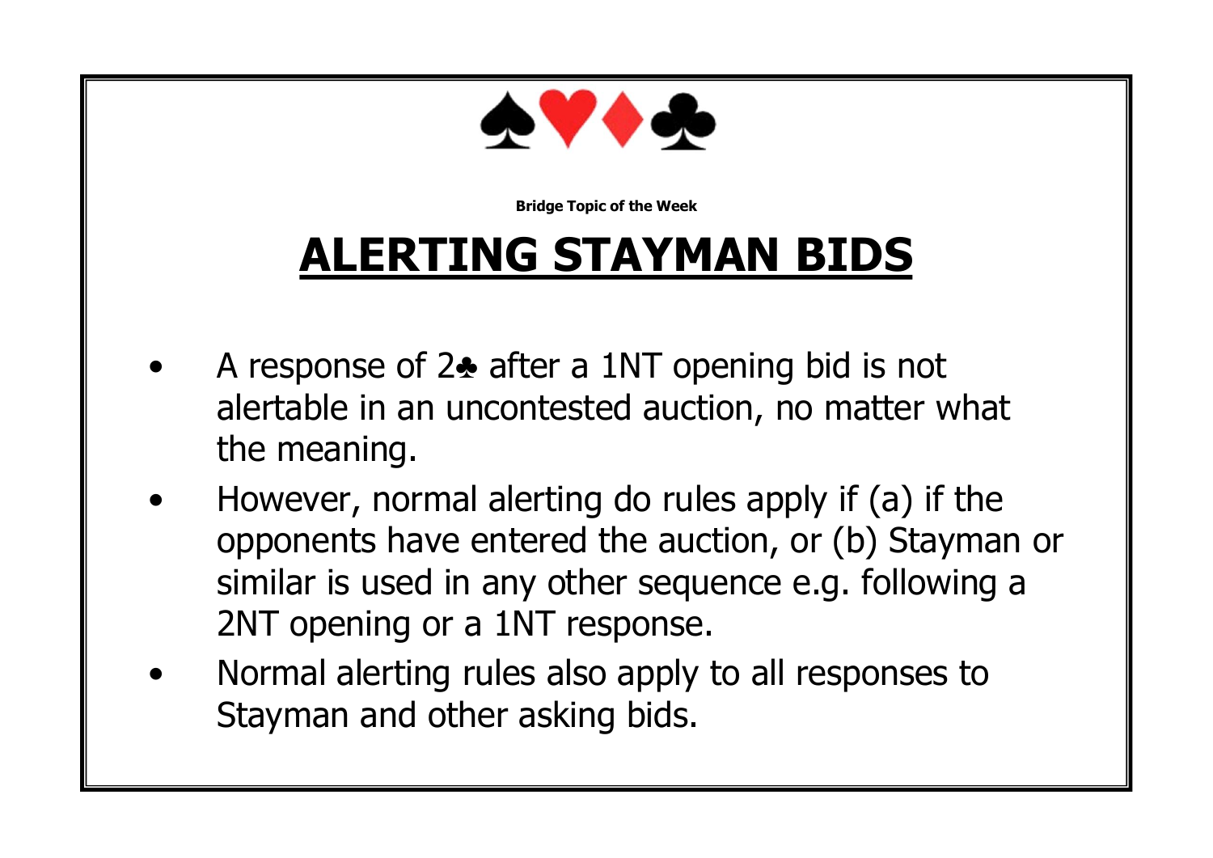♠♥♦♣

**Bridge Topic of the Week**

# ALERTING STAYMAN BIDS

- A response of 2♣ after a 1NT opening bid is not alertable in an uncontested auction, no matter what the meaning.
- However, normal alerting do rules apply if (a) if the opponents have entered the auction, or (b) Stayman or similar is used in any other sequence e.g. following a 2NT opening or a 1NT response.
- Normal alerting rules also apply to all responses to Stayman and other asking bids.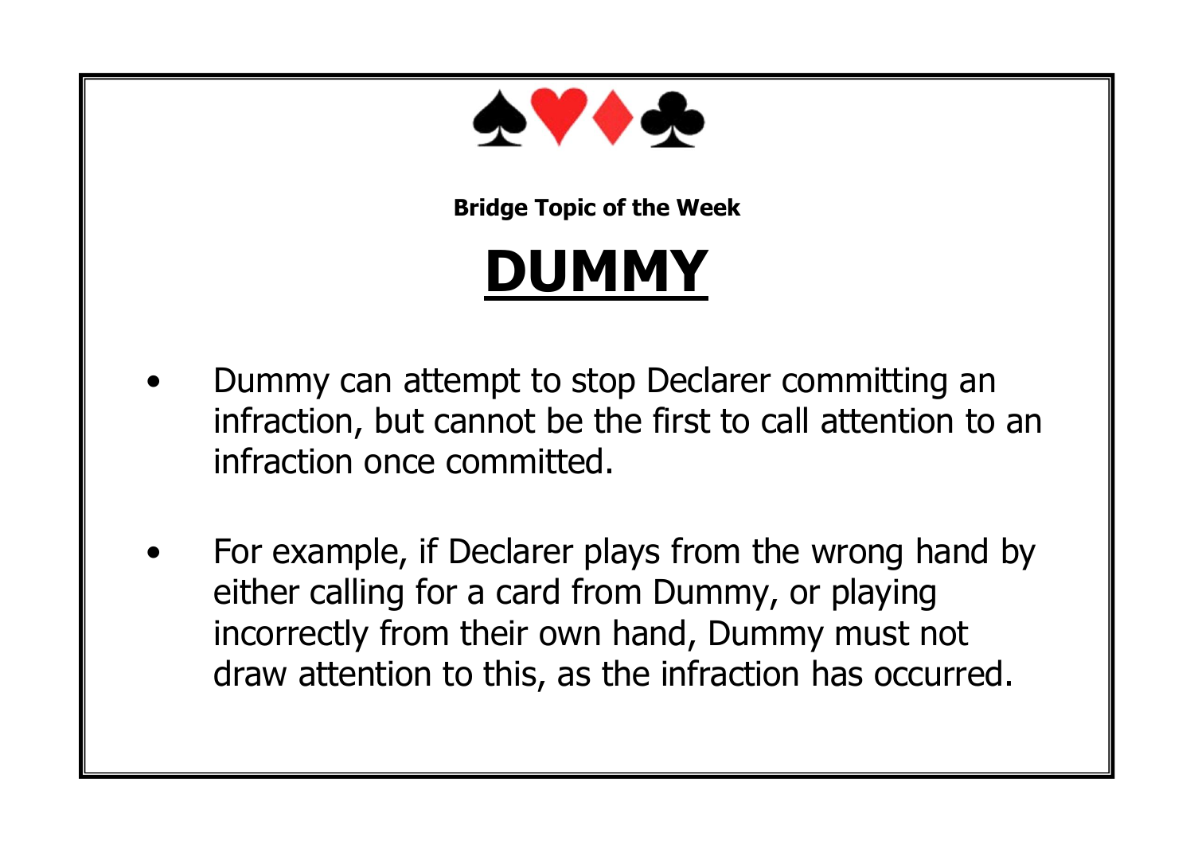♠♥♦♣

**Bridge Topic of the Week**

# DUMMY

- Dummy can attempt to stop Declarer committing an infraction, but cannot be the first to call attention to an infraction once committed.

- For example, if Declarer plays from the wrong hand by either calling for a card from Dummy, or playing incorrectly from their own hand, Dummy must not draw attention to this, as the infraction has occurred.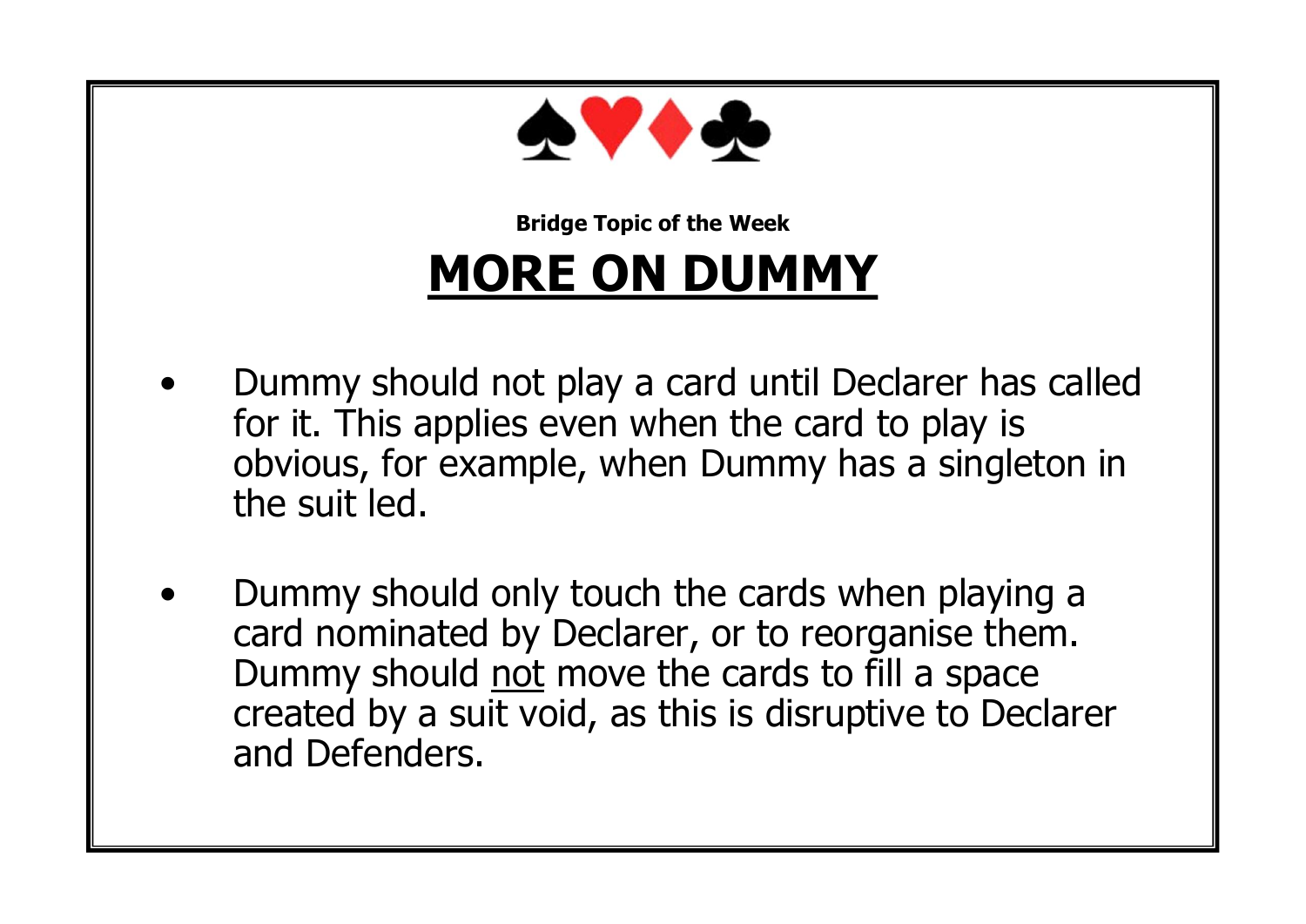♠♥♦♣

**Bridge Topic of the Week**

# MORE ON DUMMY

- Dummy should not play a card until Declarer has called for it. This applies even when the card to play is obvious, for example, when Dummy has a singleton in the suit led.

- Dummy should only touch the cards when playing a card nominated by Declarer, or to reorganise them. Dummy should not move the cards to fill a space created by a suit void, as this is disruptive to Declarer and Defenders.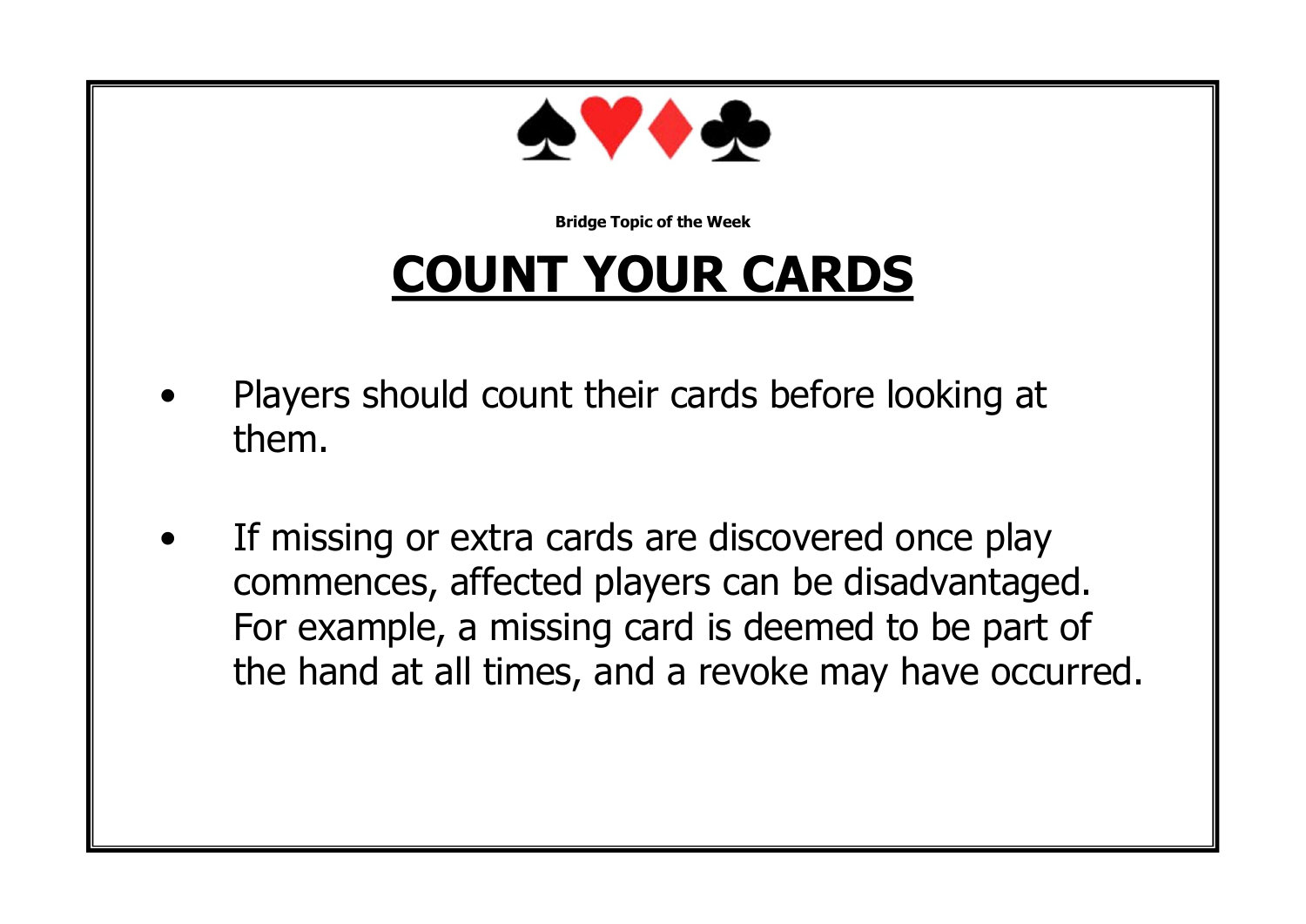**Bridge Topic of the Week**

# COUNT YOUR CARDS

- Players should count their cards before looking at them.
- If missing or extra cards are discovered once play commences, affected players can be disadvantaged. For example, a missing card is deemed to be part of the hand at all times, and a revoke may have occurred.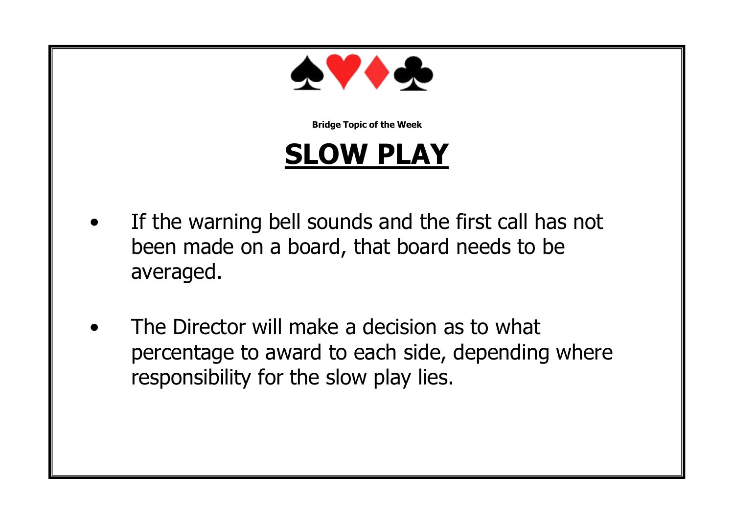♠♥♦♣

**Bridge Topic of the Week**

# SLOW PLAY

- If the warning bell sounds and the first call has not been made on a board, that board needs to be averaged.

- The Director will make a decision as to what percentage to award to each side, depending where responsibility for the slow play lies.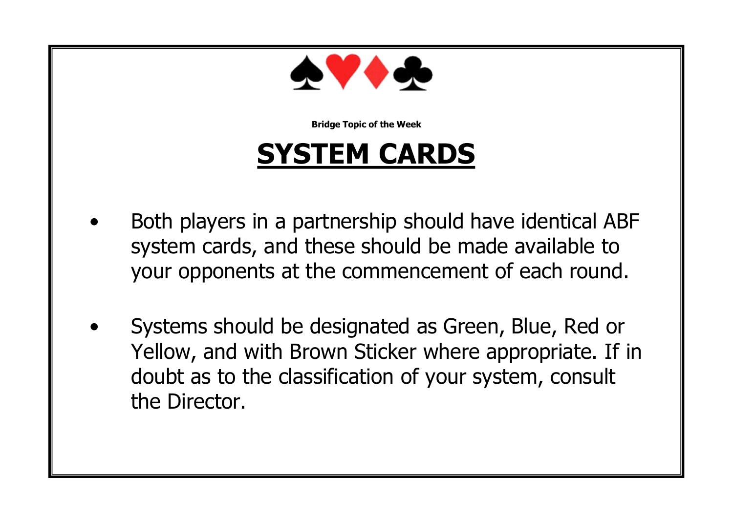♠♥♦♣

**Bridge Topic of the Week**

# SYSTEM CARDS

- Both players in a partnership should have identical ABF system cards, and these should be made available to your opponents at the commencement of each round.

- Systems should be designated as Green, Blue, Red or Yellow, and with Brown Sticker where appropriate. If in doubt as to the classification of your system, consult the Director.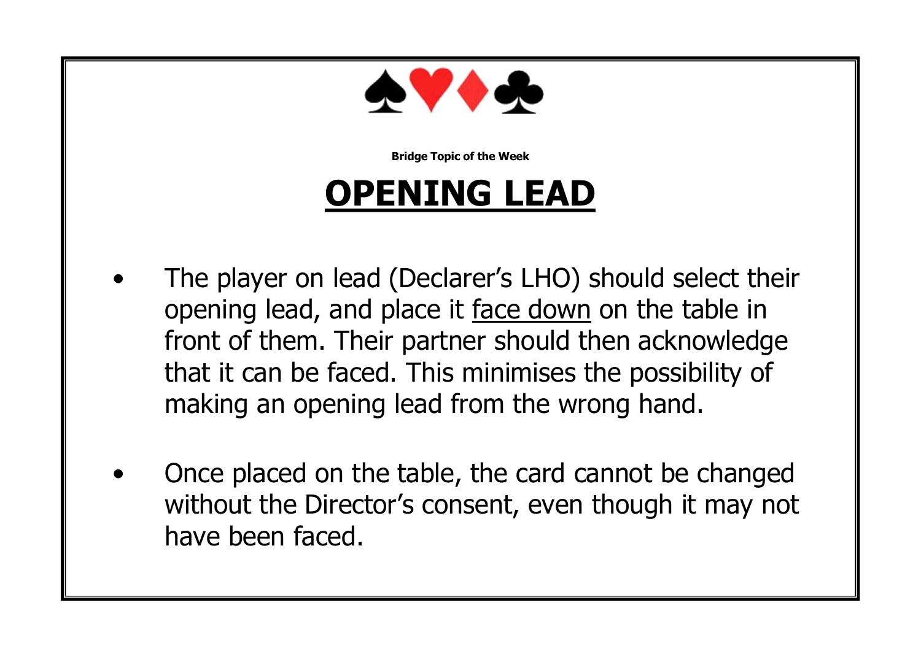♠♥♦♣

**Bridge Topic of the Week**

# OPENING LEAD

- The player on lead (Declarer's LHO) should select their opening lead, and place it face down on the table in front of them. Their partner should then acknowledge that it can be faced. This minimises the possibility of making an opening lead from the wrong hand.

- Once placed on the table, the card cannot be changed without the Director's consent, even though it may not have been faced.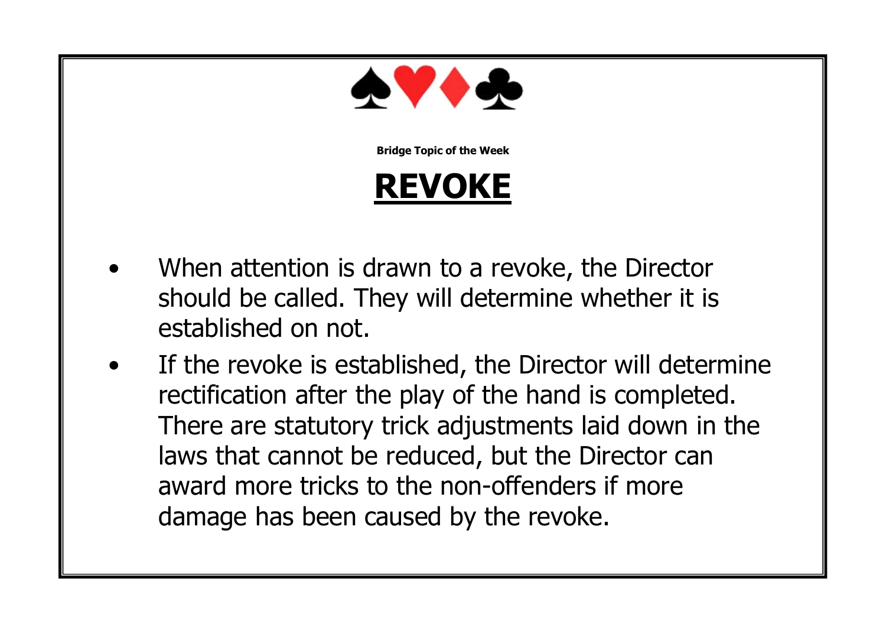♠♥♦♣

**Bridge Topic of the Week**

# REVOKE

- When attention is drawn to a revoke, the Director should be called. They will determine whether it is established on not.
- If the revoke is established, the Director will determine rectification after the play of the hand is completed. There are statutory trick adjustments laid down in the laws that cannot be reduced, but the Director can award more tricks to the non-offenders if more damage has been caused by the revoke.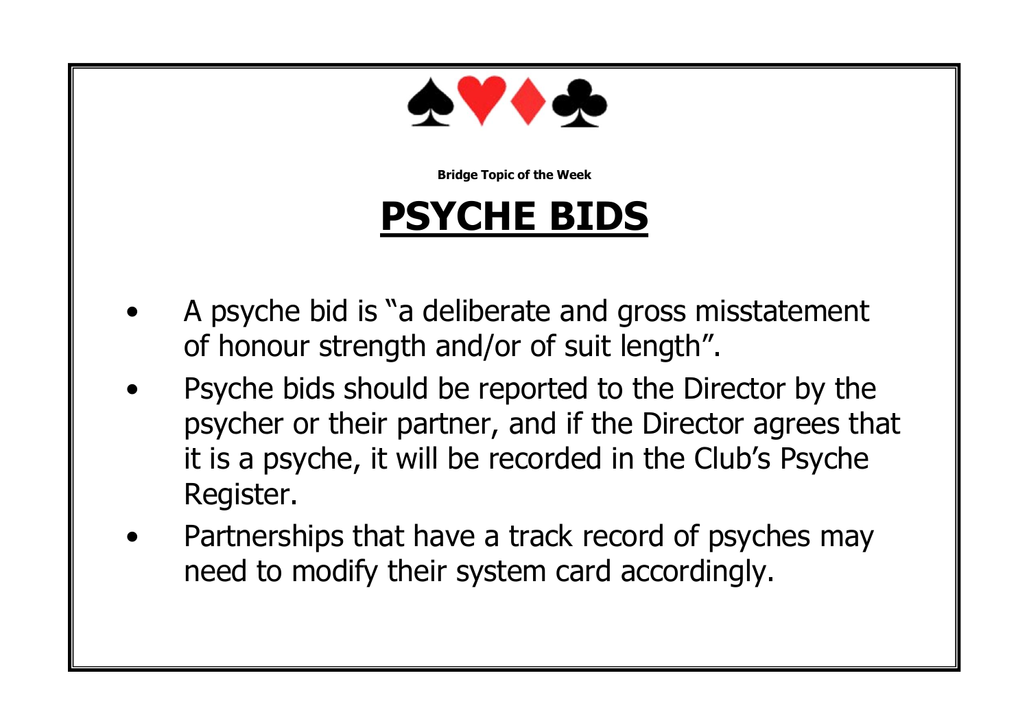♠♥♦♣

**Bridge Topic of the Week**

# PSYCHE BIDS

- A psyche bid is "a deliberate and gross misstatement of honour strength and/or of suit length".
- Psyche bids should be reported to the Director by the psycher or their partner, and if the Director agrees that it is a psyche, it will be recorded in the Club's Psyche Register.
- Partnerships that have a track record of psyches may need to modify their system card accordingly.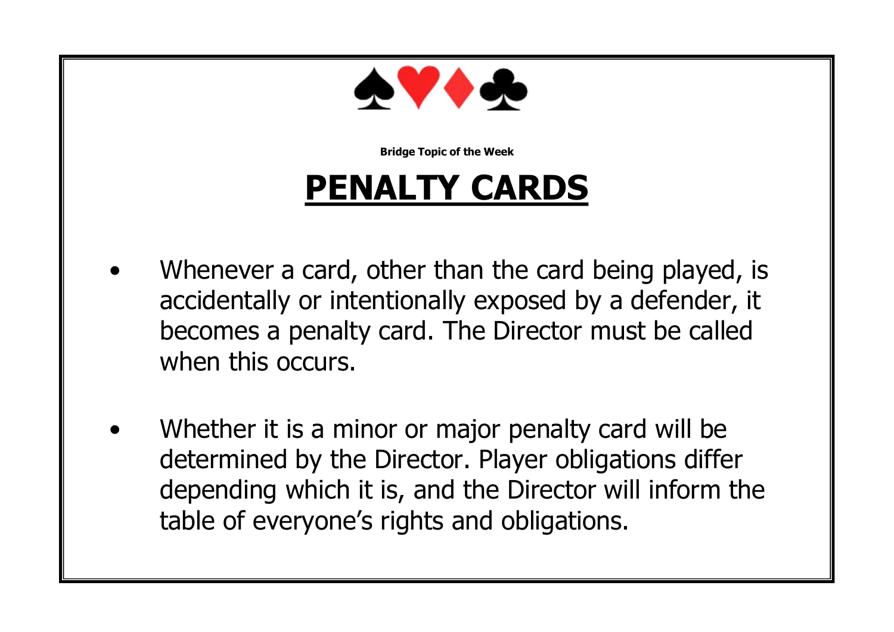♠♥♦♣

**Bridge Topic of the Week**

# PENALTY CARDS

- Whenever a card, other than the card being played, is accidentally or intentionally exposed by a defender, it becomes a penalty card. The Director must be called when this occurs.

- Whether it is a minor or major penalty card will be determined by the Director. Player obligations differ depending which it is, and the Director will inform the table of everyone's rights and obligations.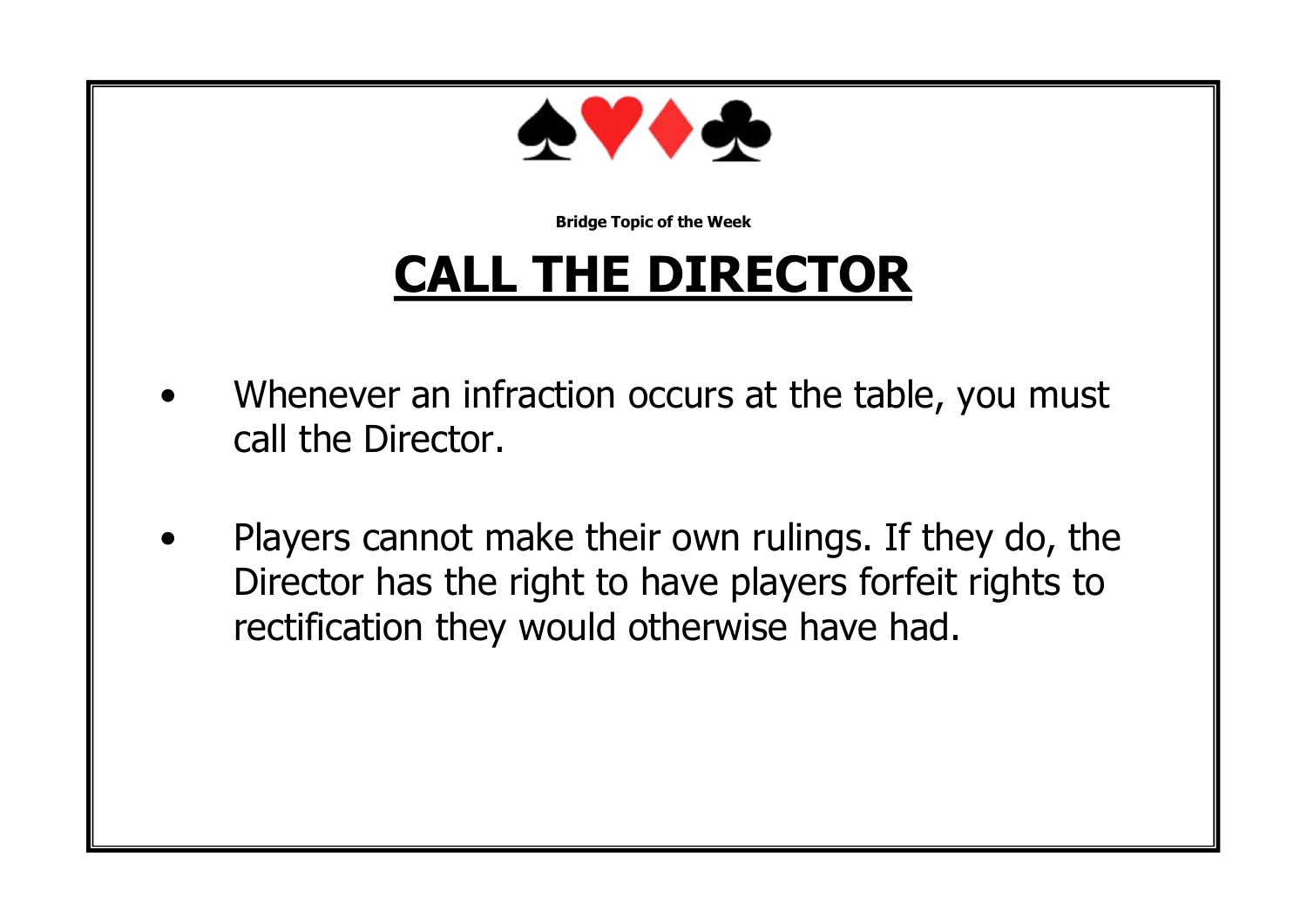**Bridge Topic of the Week**

# CALL THE DIRECTOR

- Whenever an infraction occurs at the table, you must call the Director.
- Players cannot make their own rulings. If they do, the Director has the right to have players forfeit rights to rectification they would otherwise have had.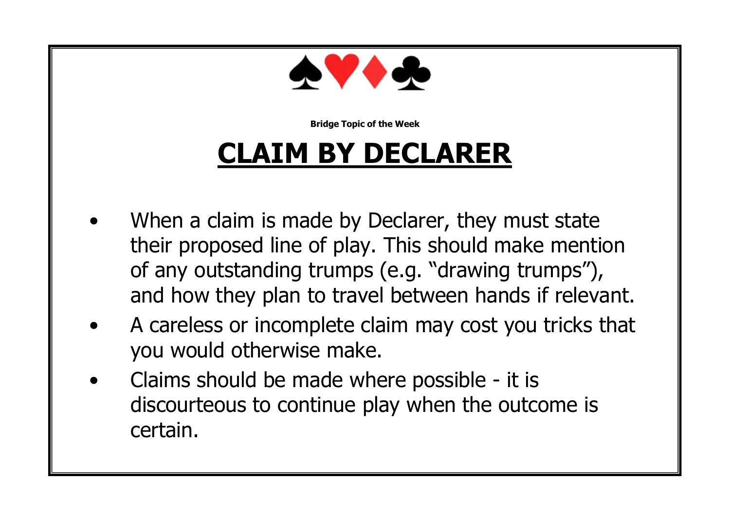♠♥♦♣

**Bridge Topic of the Week**

# CLAIM BY DECLARER

- When a claim is made by Declarer, they must state their proposed line of play. This should make mention of any outstanding trumps (e.g. "drawing trumps"), and how they plan to travel between hands if relevant.
- A careless or incomplete claim may cost you tricks that you would otherwise make.
- Claims should be made where possible - it is discourteous to continue play when the outcome is certain.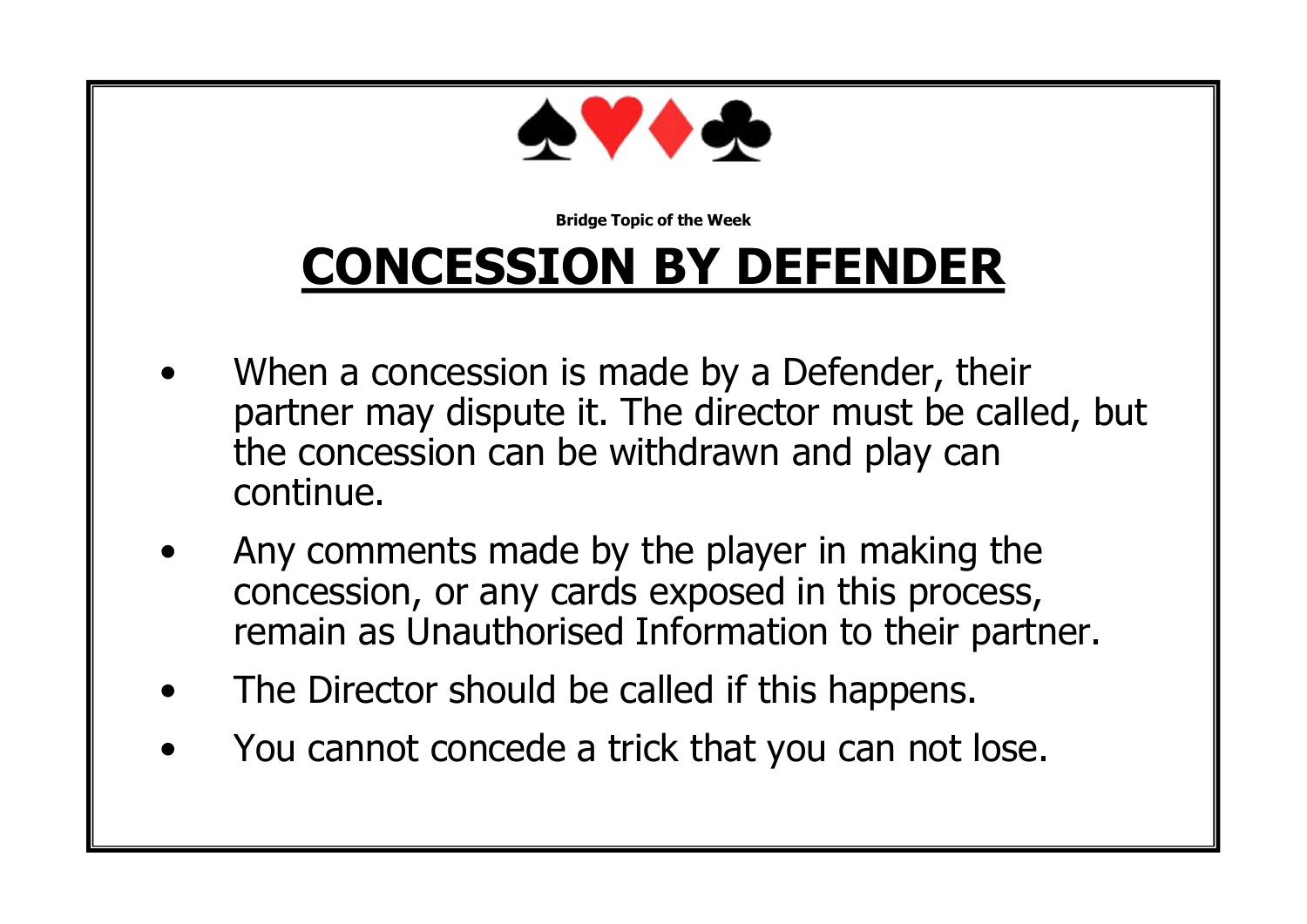Bridge Topic of the Week

# CONCESSION BY DEFENDER

- When a concession is made by a Defender, their partner may dispute it. The director must be called, but the concession can be withdrawn and play can continue.
- Any comments made by the player in making the concession, or any cards exposed in this process, remain as Unauthorised Information to their partner.
- The Director should be called if this happens.
- You cannot concede a trick that you can not lose.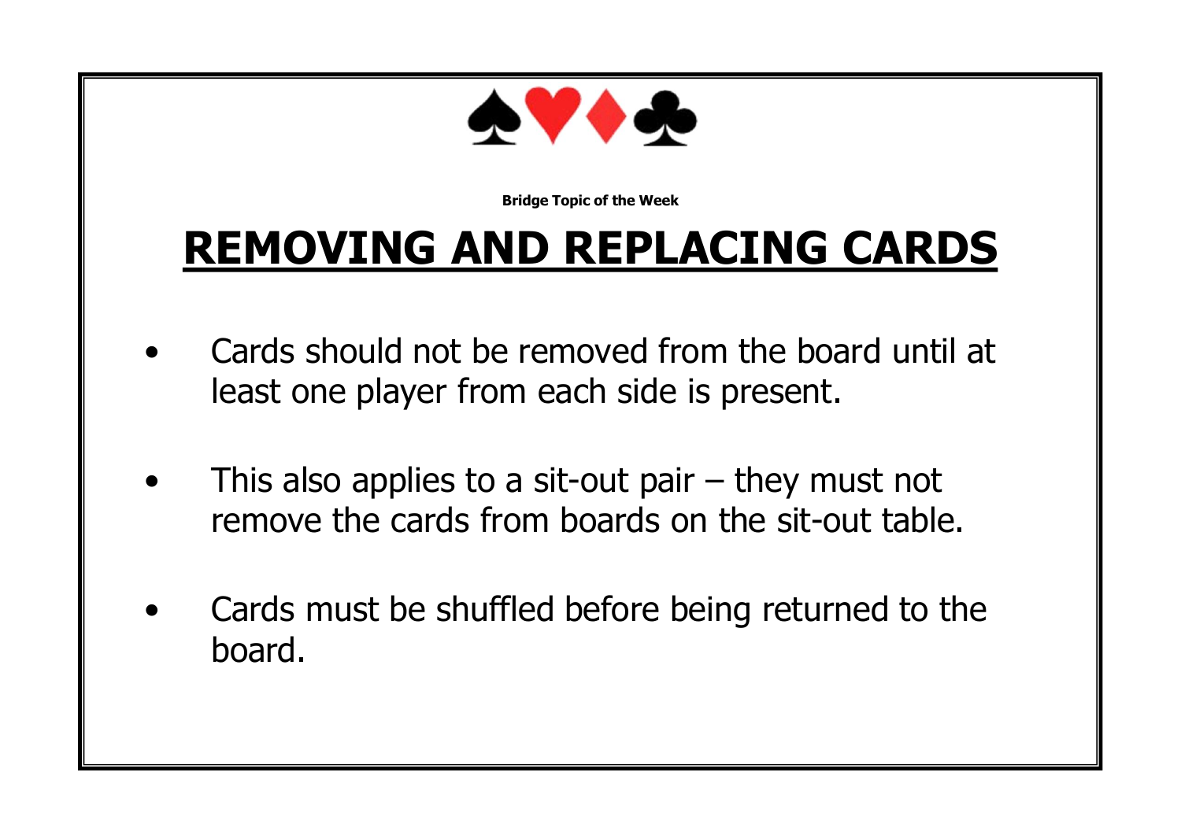♠♥♦♣

**Bridge Topic of the Week**

# REMOVING AND REPLACING CARDS

- Cards should not be removed from the board until at least one player from each side is present.
- This also applies to a sit-out pair – they must not remove the cards from boards on the sit-out table.
- Cards must be shuffled before being returned to the board.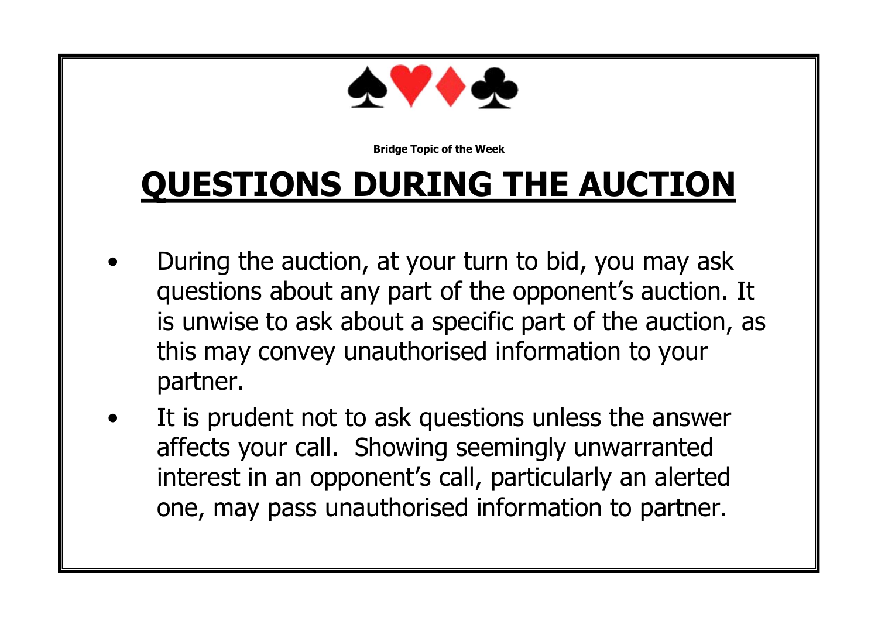♠♥♦♣

**Bridge Topic of the Week**

# QUESTIONS DURING THE AUCTION

- During the auction, at your turn to bid, you may ask questions about any part of the opponent's auction. It is unwise to ask about a specific part of the auction, as this may convey unauthorised information to your partner.
- It is prudent not to ask questions unless the answer affects your call. Showing seemingly unwarranted interest in an opponent's call, particularly an alerted one, may pass unauthorised information to partner.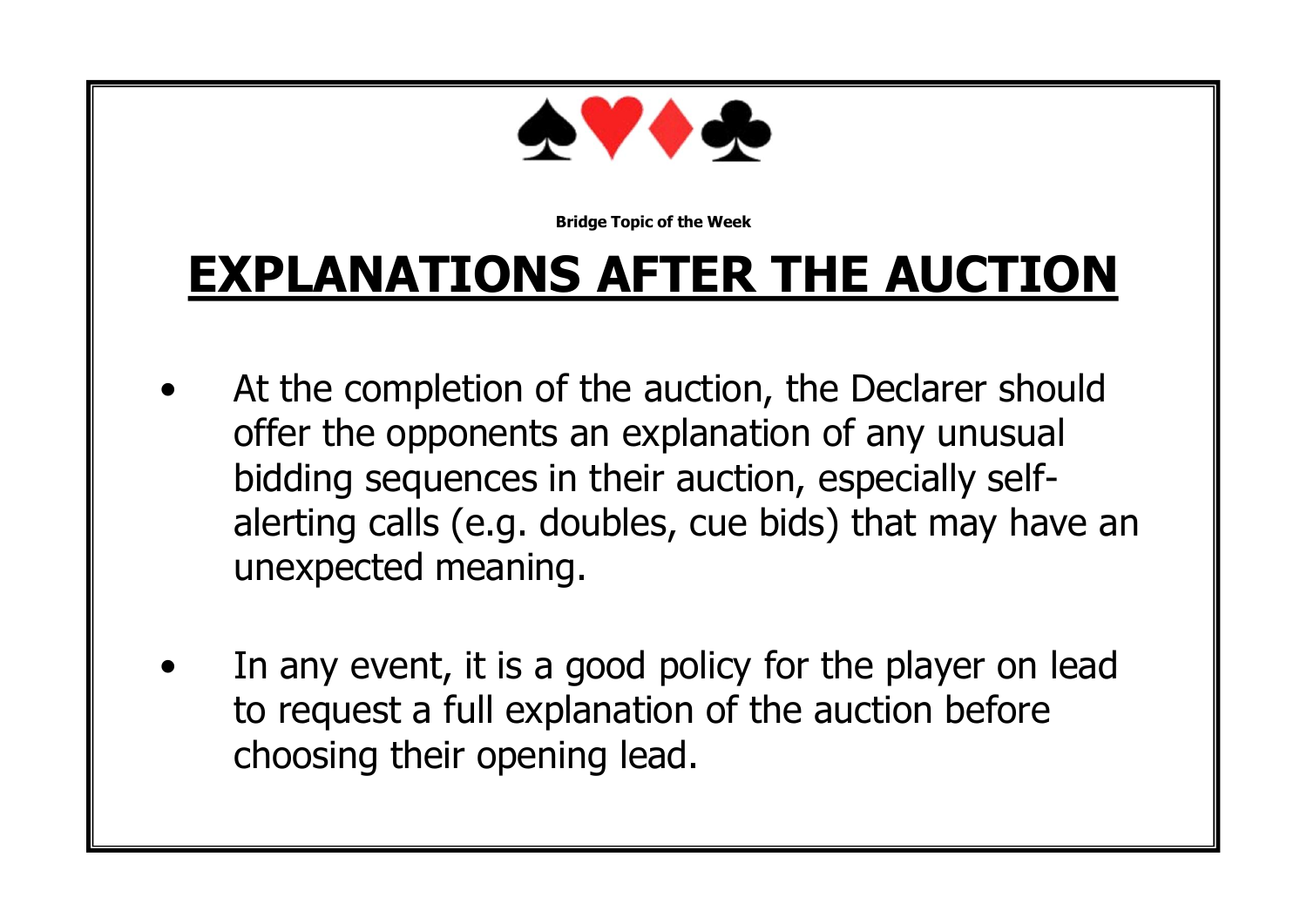**Bridge Topic of the Week**

# EXPLANATIONS AFTER THE AUCTION

- At the completion of the auction, the Declarer should offer the opponents an explanation of any unusual bidding sequences in their auction, especially self-alerting calls (e.g. doubles, cue bids) that may have an unexpected meaning.

- In any event, it is a good policy for the player on lead to request a full explanation of the auction before choosing their opening lead.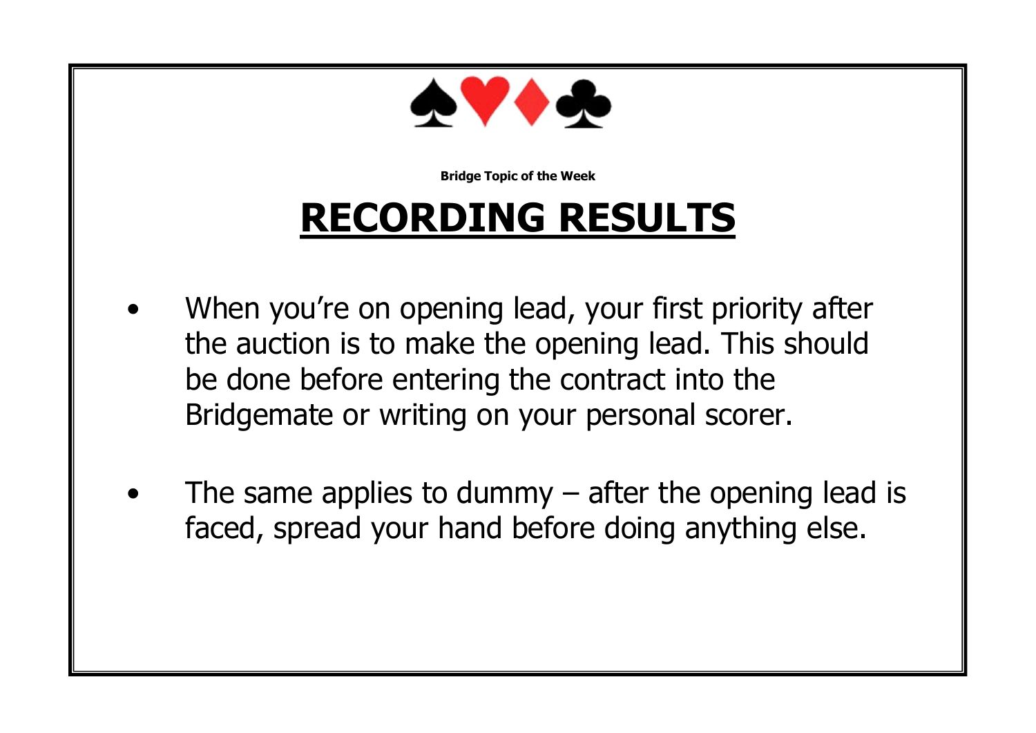♠♥♦♣

**Bridge Topic of the Week**

# RECORDING RESULTS

- When you're on opening lead, your first priority after the auction is to make the opening lead. This should be done before entering the contract into the Bridgemate or writing on your personal scorer.
- The same applies to dummy – after the opening lead is faced, spread your hand before doing anything else.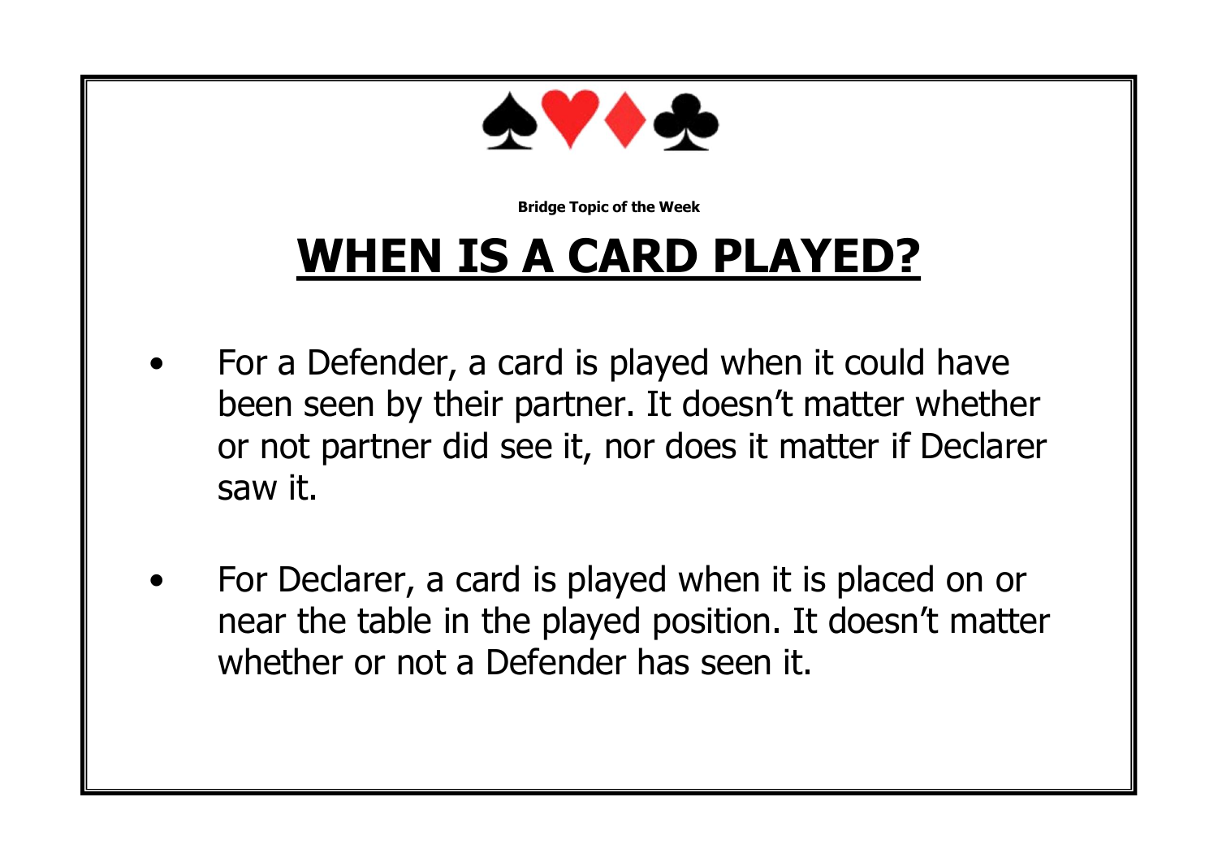**Bridge Topic of the Week**

# WHEN IS A CARD PLAYED?

- For a Defender, a card is played when it could have been seen by their partner. It doesn't matter whether or not partner did see it, nor does it matter if Declarer saw it.

- For Declarer, a card is played when it is placed on or near the table in the played position. It doesn't matter whether or not a Defender has seen it.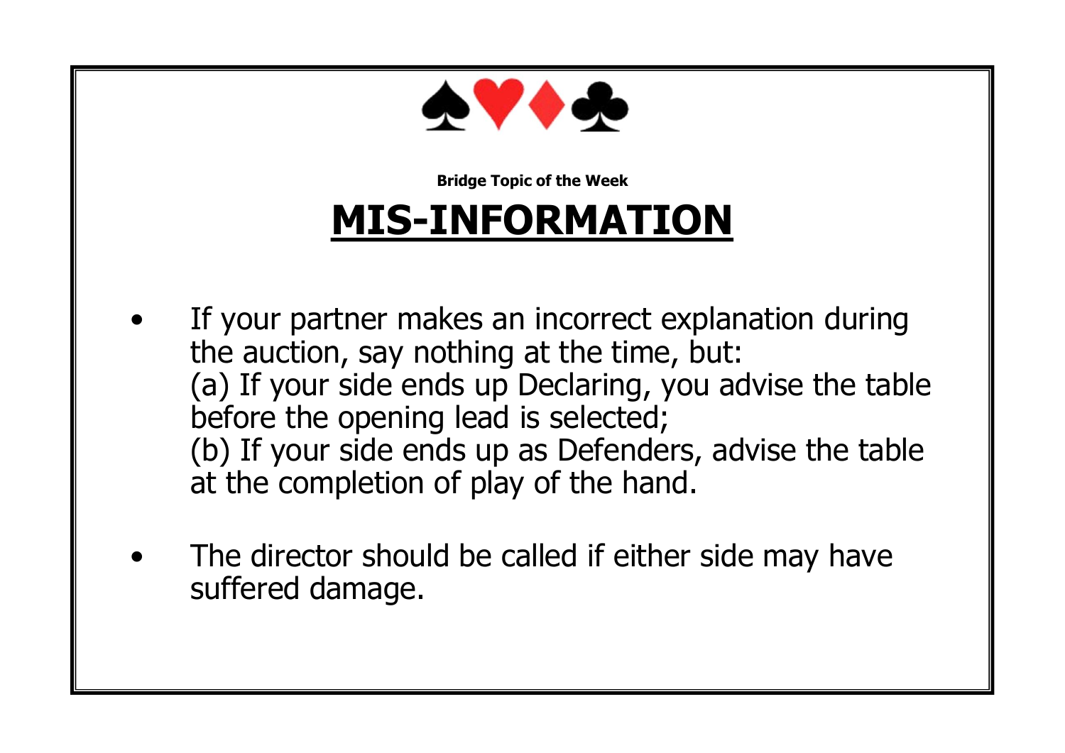♠♥♦♣

**Bridge Topic of the Week**

# MIS-INFORMATION

- If your partner makes an incorrect explanation during the auction, say nothing at the time, but:
  (a) If your side ends up Declaring, you advise the table before the opening lead is selected;
  (b) If your side ends up as Defenders, advise the table at the completion of play of the hand.

- The director should be called if either side may have suffered damage.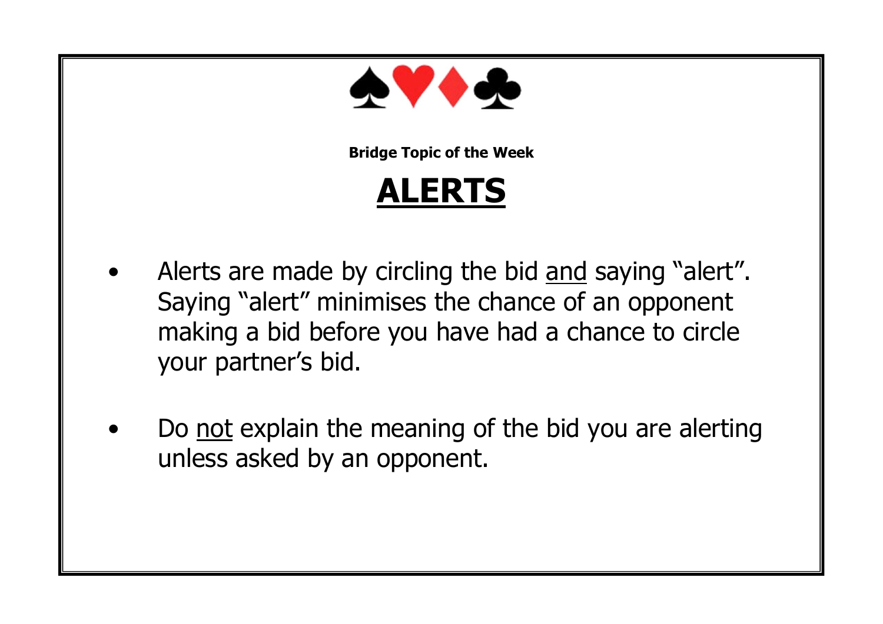♠♥♦♣

**Bridge Topic of the Week**

# ALERTS

- Alerts are made by circling the bid and saying "alert". Saying "alert" minimises the chance of an opponent making a bid before you have had a chance to circle your partner's bid.

- Do not explain the meaning of the bid you are alerting unless asked by an opponent.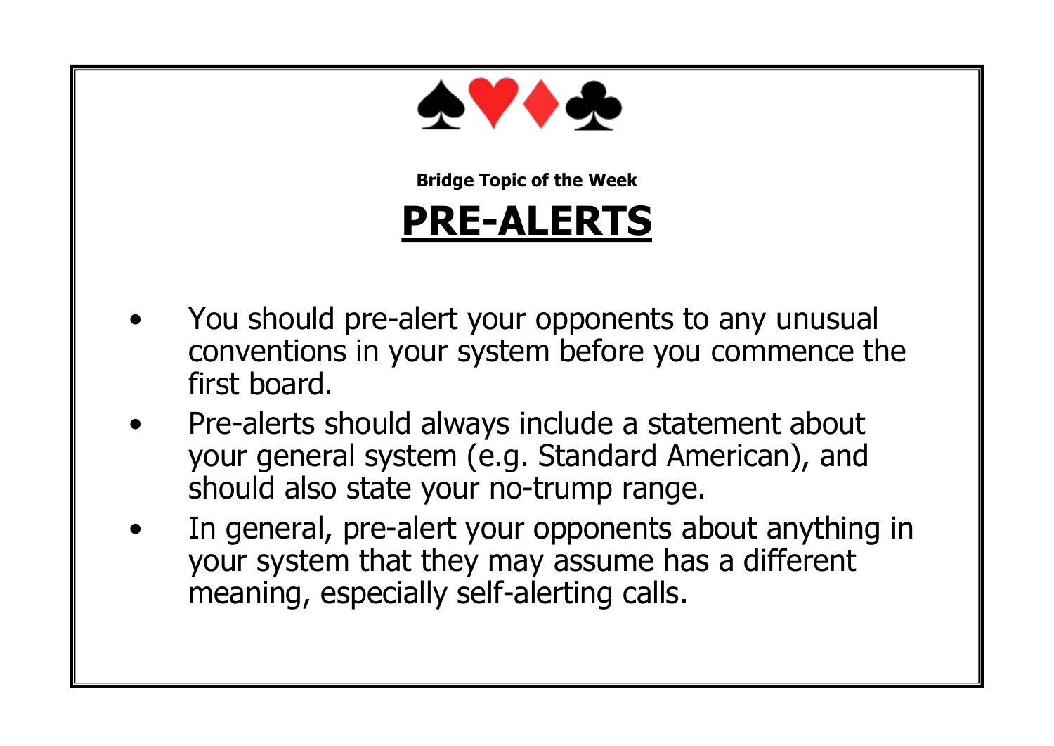♠♥♦♣

**Bridge Topic of the Week**

# PRE-ALERTS

- You should pre-alert your opponents to any unusual conventions in your system before you commence the first board.
- Pre-alerts should always include a statement about your general system (e.g. Standard American), and should also state your no-trump range.
- In general, pre-alert your opponents about anything in your system that they may assume has a different meaning, especially self-alerting calls.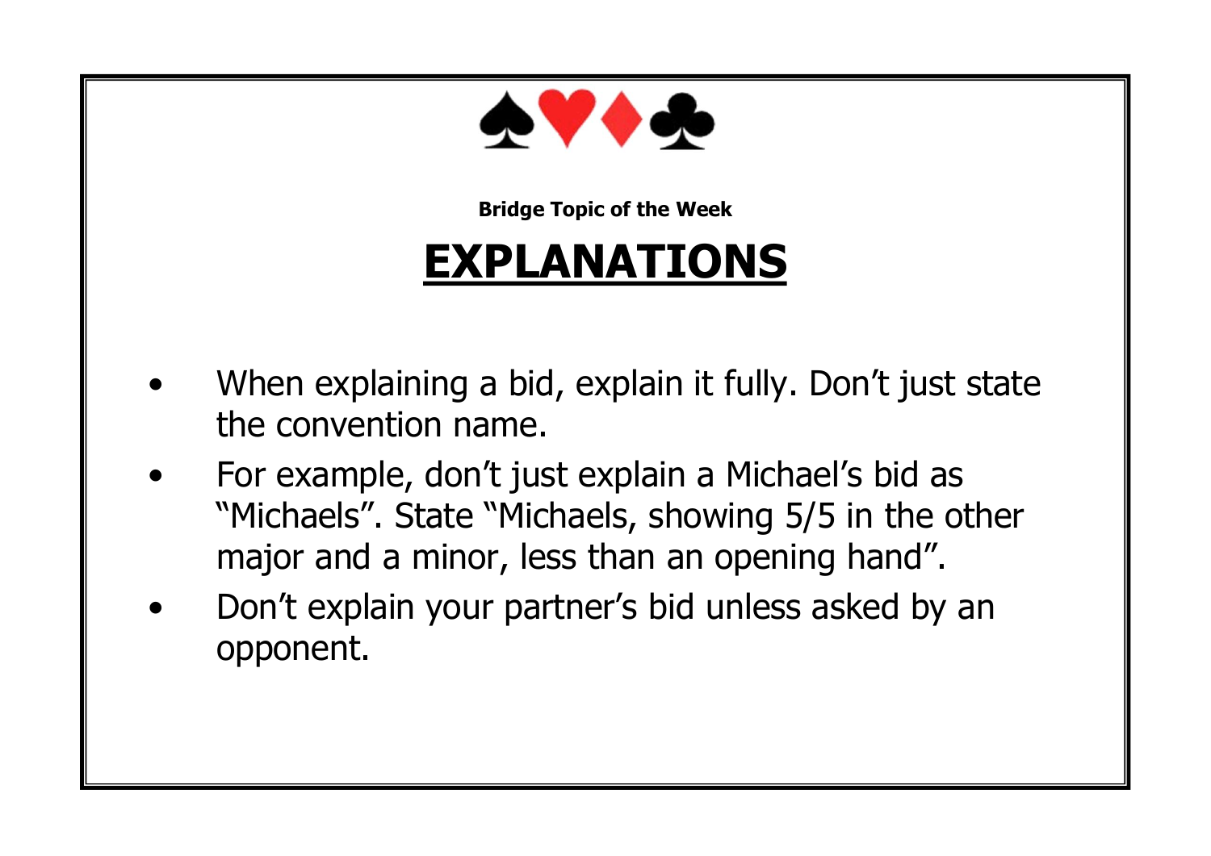♠♥♦♣

**Bridge Topic of the Week**

# EXPLANATIONS

- When explaining a bid, explain it fully. Don't just state the convention name.
- For example, don't just explain a Michael's bid as "Michaels". State "Michaels, showing 5/5 in the other major and a minor, less than an opening hand".
- Don't explain your partner's bid unless asked by an opponent.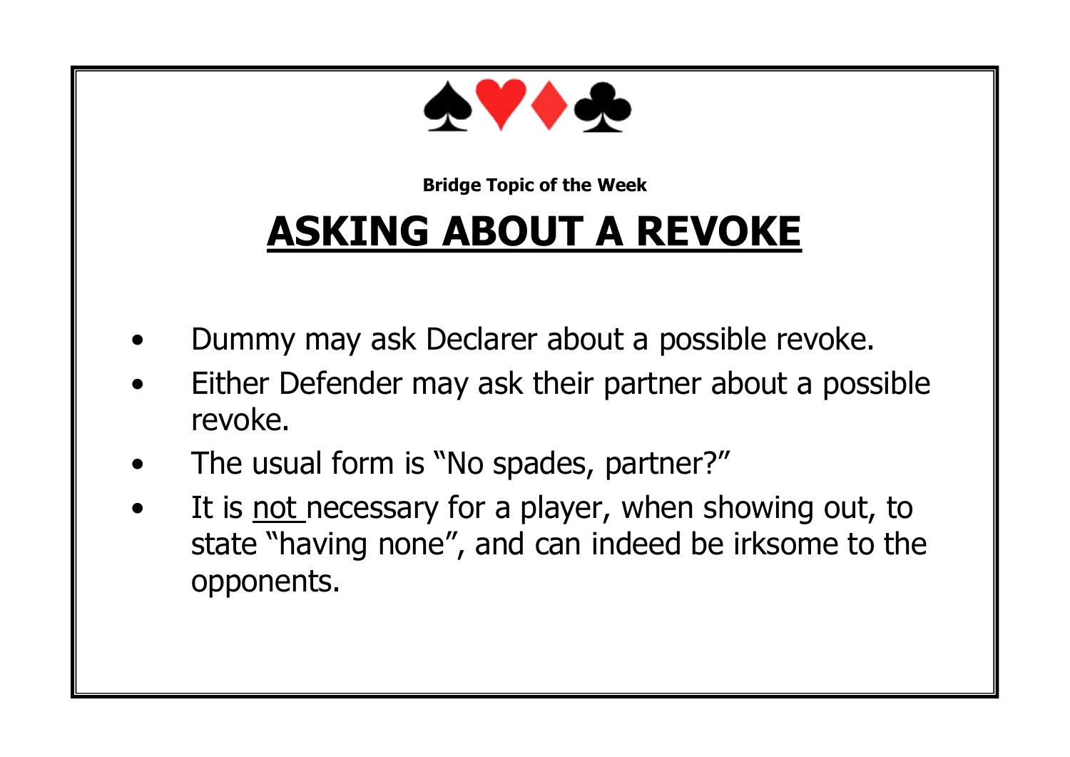♠♥♦♣

**Bridge Topic of the Week**

# ASKING ABOUT A REVOKE

- Dummy may ask Declarer about a possible revoke.
- Either Defender may ask their partner about a possible revoke.
- The usual form is "No spades, partner?"
- It is <u>not</u> necessary for a player, when showing out, to state "having none", and can indeed be irksome to the opponents.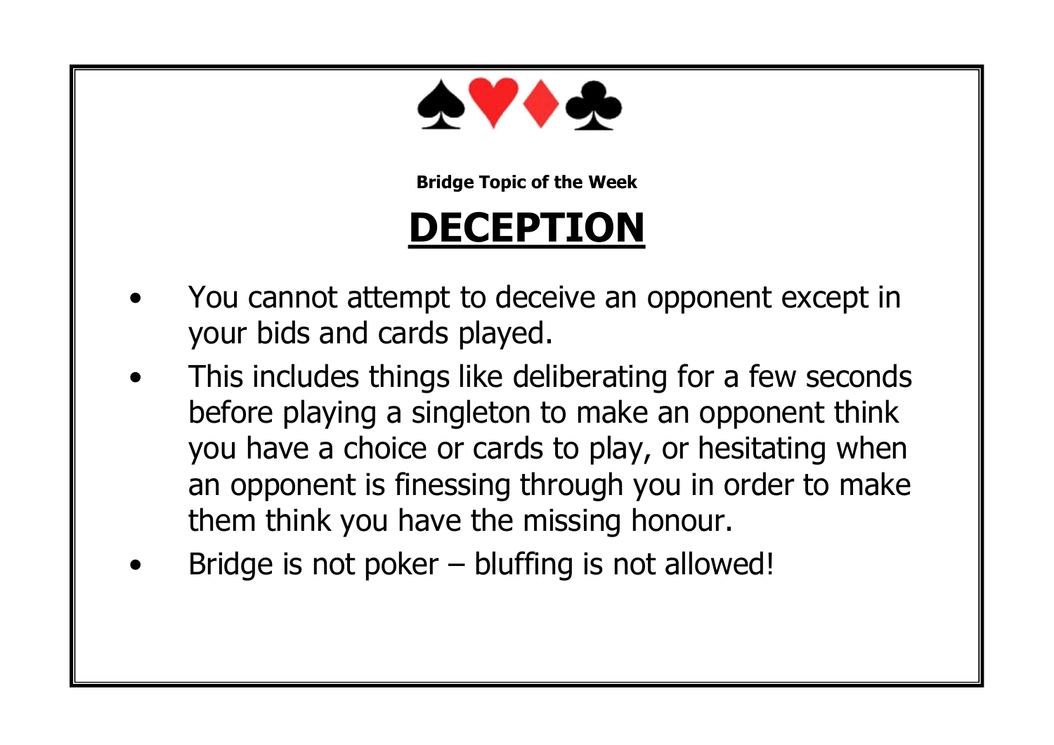♠♥♦♣

**Bridge Topic of the Week**

# DECEPTION

- You cannot attempt to deceive an opponent except in your bids and cards played.
- This includes things like deliberating for a few seconds before playing a singleton to make an opponent think you have a choice or cards to play, or hesitating when an opponent is finessing through you in order to make them think you have the missing honour.
- Bridge is not poker – bluffing is not allowed!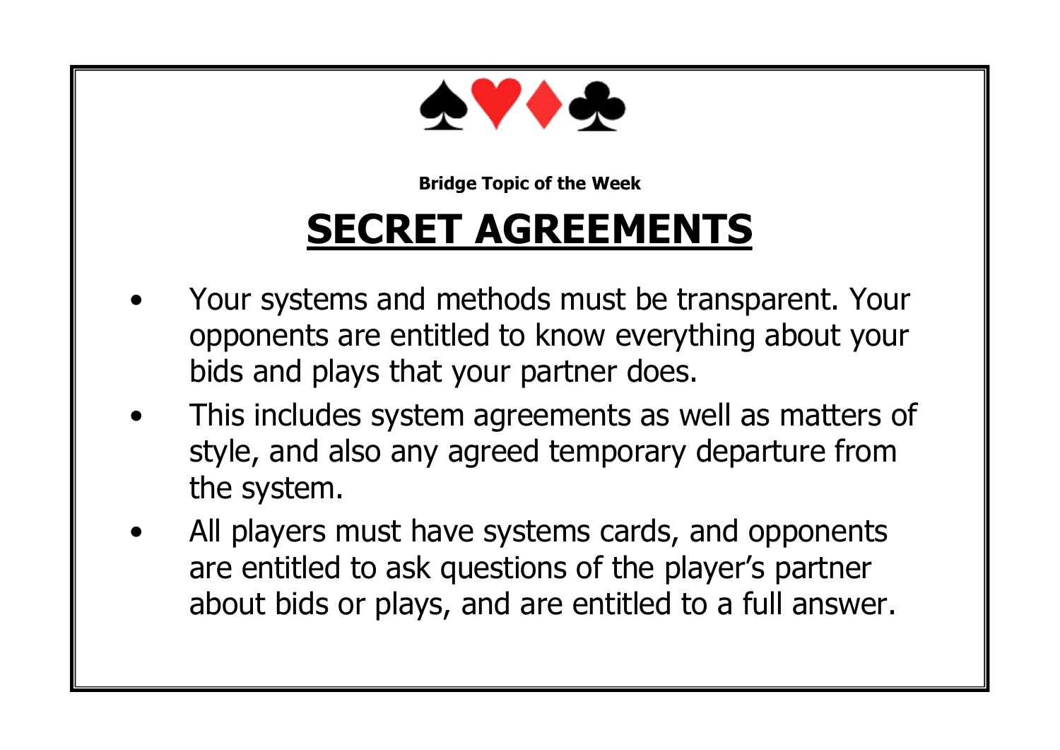♠♥♦♣

**Bridge Topic of the Week**

# SECRET AGREEMENTS

- Your systems and methods must be transparent. Your opponents are entitled to know everything about your bids and plays that your partner does.
- This includes system agreements as well as matters of style, and also any agreed temporary departure from the system.
- All players must have systems cards, and opponents are entitled to ask questions of the player's partner about bids or plays, and are entitled to a full answer.